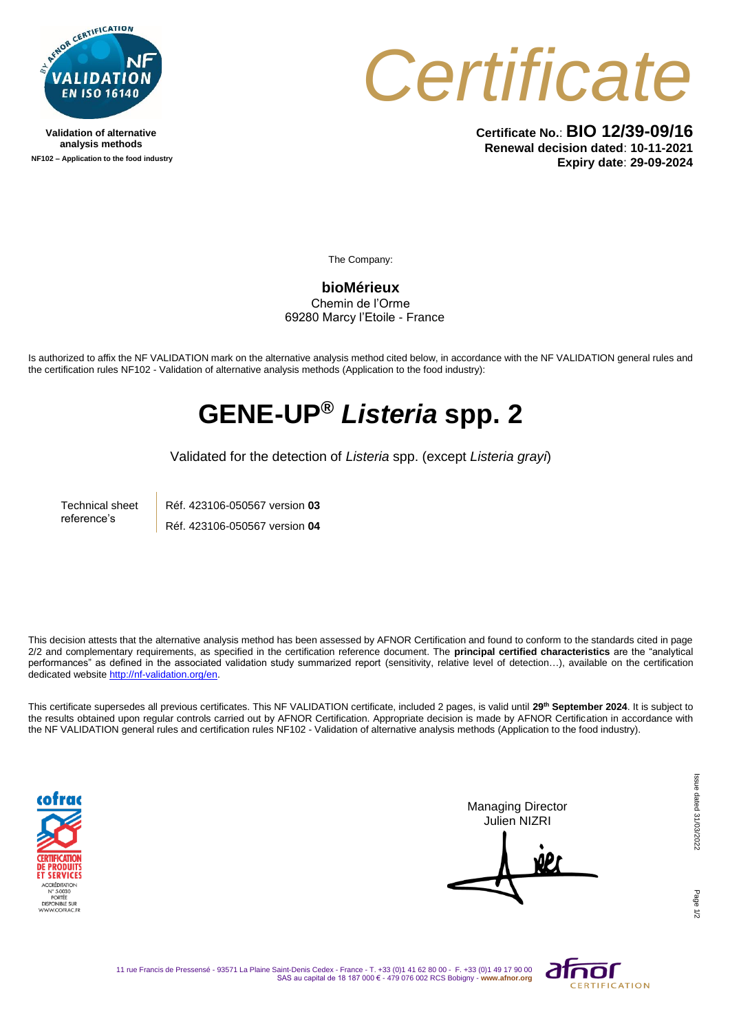**Validation of alternative analysis methods**

**NF102 – Application to the food industry**

# Certificate

**Certificate No.**: **BIO 12/39-09/16**
**Renewal decision dated**: **10-11-2021**
**Expiry date**: **29-09-2024**

The Company:

**bioMérieux**
Chemin de l'Orme
69280 Marcy l'Etoile - France

Is authorized to affix the NF VALIDATION mark on the alternative analysis method cited below, in accordance with the NF VALIDATION general rules and the certification rules NF102 - Validation of alternative analysis methods (Application to the food industry):

# GENE-UP® *Listeria* spp. 2

Validated for the detection of *Listeria* spp. (except *Listeria grayi*)

| Technical sheet reference's | Réf. 423106-050567 version **03** |
| --- | --- |
| | Réf. 423106-050567 version **04** |

This decision attests that the alternative analysis method has been assessed by AFNOR Certification and found to conform to the standards cited in page 2/2 and complementary requirements, as specified in the certification reference document. The **principal certified characteristics** are the "analytical performances" as defined in the associated validation study summarized report (sensitivity, relative level of detection…), available on the certification dedicated website http://nf-validation.org/en.

This certificate supersedes all previous certificates. This NF VALIDATION certificate, included 2 pages, is valid until **29th September 2024**. It is subject to the results obtained upon regular controls carried out by AFNOR Certification. Appropriate decision is made by AFNOR Certification in accordance with the NF VALIDATION general rules and certification rules NF102 - Validation of alternative analysis methods (Application to the food industry).

ACCRÉDITATION N° 5-0030 PORTÉE DISPONIBLE SUR WWW.COFRAC.FR

Managing Director
Julien NIZRI

Issue dated 31/03/2022

11 rue Francis de Pressensé - 93571 La Plaine Saint-Denis Cedex - France - T. +33 (0)1 41 62 80 00 - F. +33 (0)1 49 17 90 00
SAS au capital de 18 187 000 € - 479 076 002 RCS Bobigny - **www.afnor.org**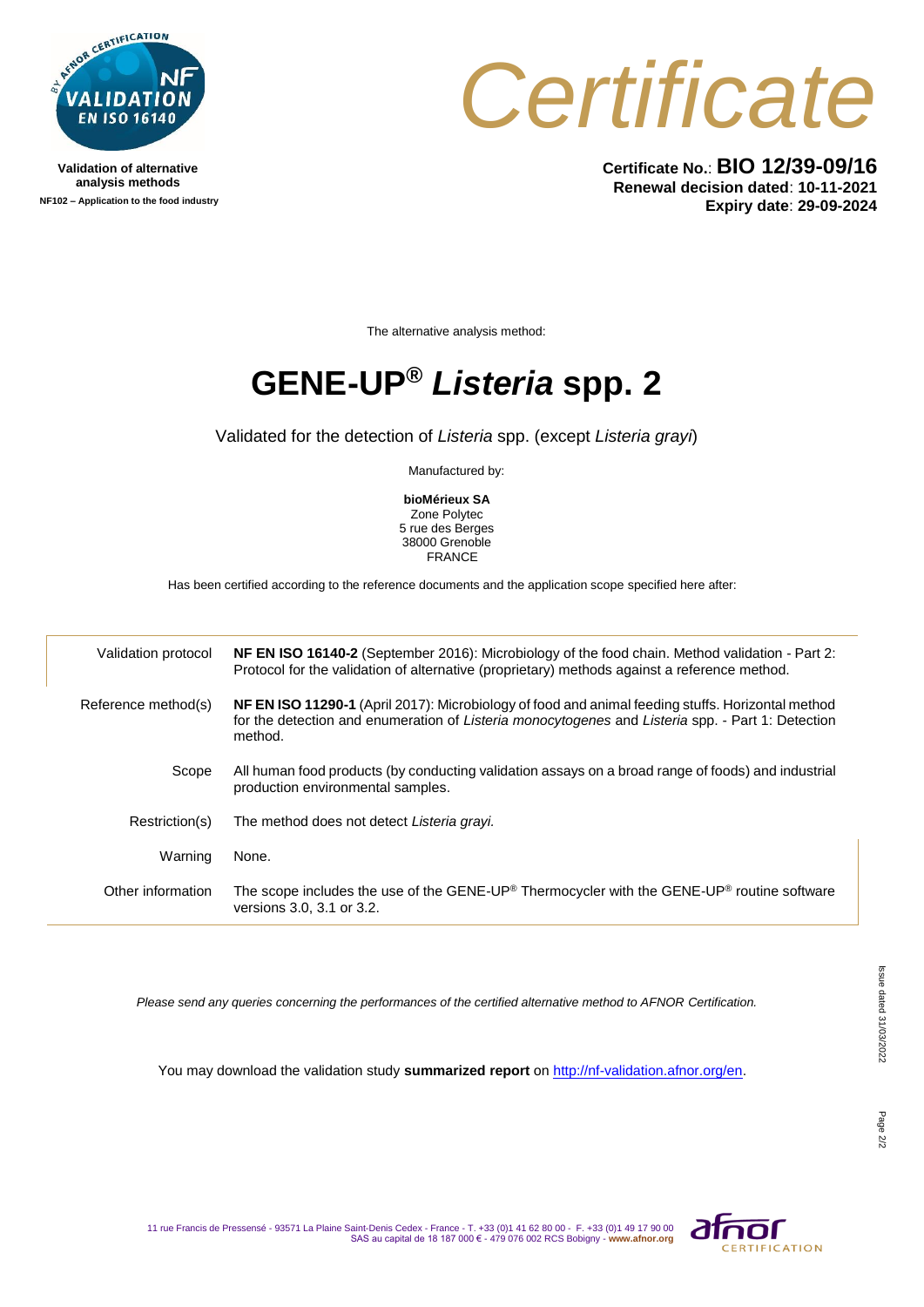Validation of alternative analysis methods
NF102 – Application to the food industry

# Certificate

**Certificate No.**: **BIO 12/39-09/16**
**Renewal decision dated**: **10-11-2021**
**Expiry date**: **29-09-2024**

The alternative analysis method:

# GENE-UP® *Listeria* spp. 2

Validated for the detection of *Listeria* spp. (except *Listeria grayi*)

Manufactured by:

**bioMérieux SA**
Zone Polytec
5 rue des Berges
38000 Grenoble
FRANCE

Has been certified according to the reference documents and the application scope specified here after:

| | |
|---|---|
| Validation protocol | **NF EN ISO 16140-2** (September 2016): Microbiology of the food chain. Method validation - Part 2: Protocol for the validation of alternative (proprietary) methods against a reference method. |
| Reference method(s) | **NF EN ISO 11290-1** (April 2017): Microbiology of food and animal feeding stuffs. Horizontal method for the detection and enumeration of *Listeria monocytogenes* and *Listeria* spp. - Part 1: Detection method. |
| Scope | All human food products (by conducting validation assays on a broad range of foods) and industrial production environmental samples. |
| Restriction(s) | The method does not detect *Listeria grayi.* |
| Warning | None. |
| Other information | The scope includes the use of the GENE-UP® Thermocycler with the GENE-UP® routine software versions 3.0, 3.1 or 3.2. |

*Please send any queries concerning the performances of the certified alternative method to AFNOR Certification.*

You may download the validation study **summarized report** on http://nf-validation.afnor.org/en.

Issue dated 31/03/2022

11 rue Francis de Pressensé - 93571 La Plaine Saint-Denis Cedex - France - T. +33 (0)1 41 62 80 00 - F. +33 (0)1 49 17 90 00
SAS au capital de 18 187 000 € - 479 076 002 RCS Bobigny - **www.afnor.org**